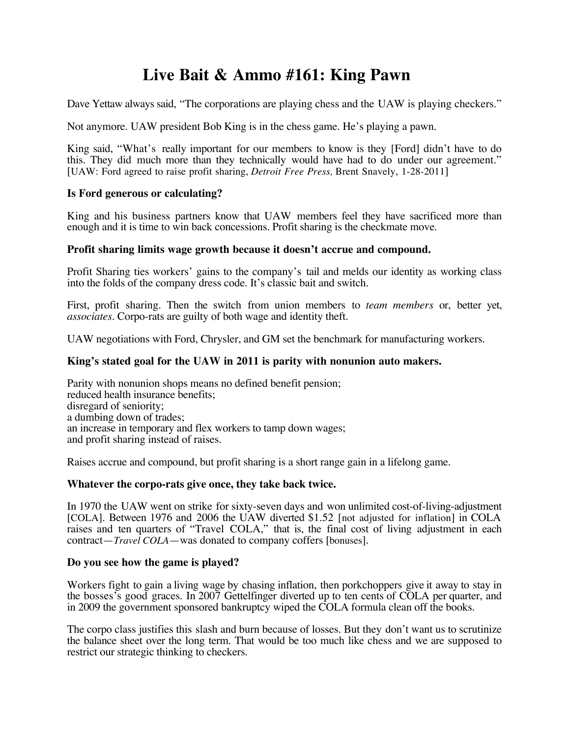# Live Bait & Ammo #161: King Pawn

Dave Yettaw always said, "The corporations are playing chess and the UAW is playing checkers."

Not anymore. UAW president Bob King is in the chess game. He's playing a pawn.

King said, "What's really important for our members to know is they [Ford] didn't have to do this. They did much more than they technically would have had to do under our agreement." [UAW: Ford agreed to raise profit sharing, *Detroit Free Press,* Brent Snavely, 1-28-2011]

**Is Ford generous or calculating?**

King and his business partners know that UAW members feel they have sacrificed more than enough and it is time to win back concessions. Profit sharing is the checkmate move.

**Profit sharing limits wage growth because it doesn't accrue and compound.**

Profit Sharing ties workers' gains to the company's tail and melds our identity as working class into the folds of the company dress code. It's classic bait and switch.

First, profit sharing. Then the switch from union members to *team members* or, better yet, *associates*. Corpo-rats are guilty of both wage and identity theft.

UAW negotiations with Ford, Chrysler, and GM set the benchmark for manufacturing workers.

**King's stated goal for the UAW in 2011 is parity with nonunion auto makers.**

Parity with nonunion shops means no defined benefit pension;
reduced health insurance benefits;
disregard of seniority;
a dumbing down of trades;
an increase in temporary and flex workers to tamp down wages;
and profit sharing instead of raises.

Raises accrue and compound, but profit sharing is a short range gain in a lifelong game.

**Whatever the corpo-rats give once, they take back twice.**

In 1970 the UAW went on strike for sixty-seven days and won unlimited cost-of-living-adjustment [COLA]. Between 1976 and 2006 the UAW diverted $1.52 [not adjusted for inflation] in COLA raises and ten quarters of "Travel COLA," that is, the final cost of living adjustment in each contract—*Travel COLA*—was donated to company coffers [bonuses].

**Do you see how the game is played?**

Workers fight to gain a living wage by chasing inflation, then porkchoppers give it away to stay in the bosses's good graces. In 2007 Gettelfinger diverted up to ten cents of COLA per quarter, and in 2009 the government sponsored bankruptcy wiped the COLA formula clean off the books.

The corpo class justifies this slash and burn because of losses. But they don't want us to scrutinize the balance sheet over the long term. That would be too much like chess and we are supposed to restrict our strategic thinking to checkers.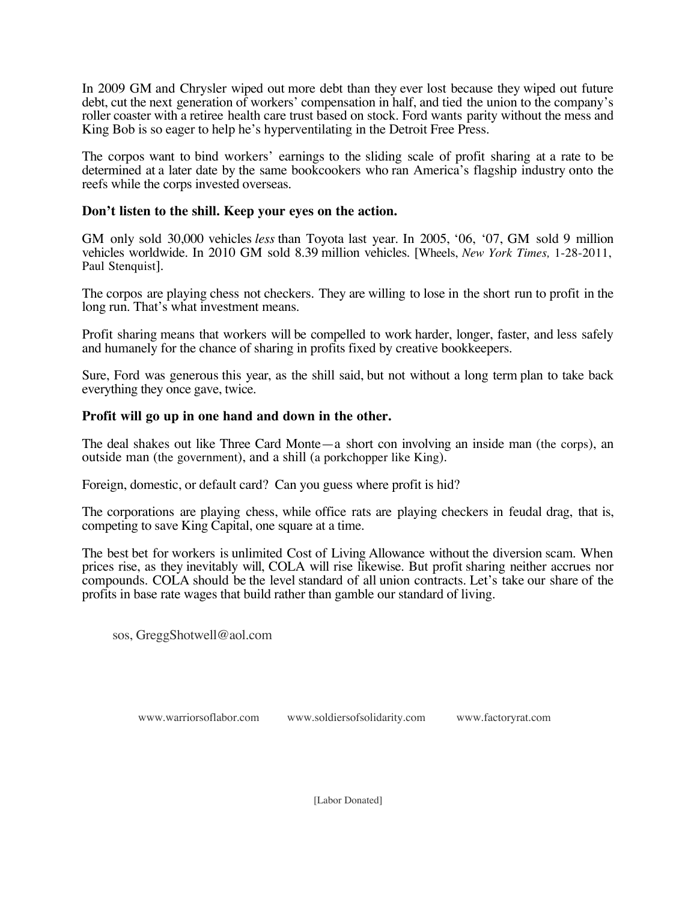In 2009 GM and Chrysler wiped out more debt than they ever lost because they wiped out future debt, cut the next generation of workers' compensation in half, and tied the union to the company's roller coaster with a retiree health care trust based on stock. Ford wants parity without the mess and King Bob is so eager to help he's hyperventilating in the Detroit Free Press.

The corpos want to bind workers' earnings to the sliding scale of profit sharing at a rate to be determined at a later date by the same bookcookers who ran America's flagship industry onto the reefs while the corps invested overseas.

**Don't listen to the shill. Keep your eyes on the action.**

GM only sold 30,000 vehicles *less* than Toyota last year. In 2005, '06, '07, GM sold 9 million vehicles worldwide. In 2010 GM sold 8.39 million vehicles. [Wheels, *New York Times,* 1-28-2011, Paul Stenquist].

The corpos are playing chess not checkers. They are willing to lose in the short run to profit in the long run. That's what investment means.

Profit sharing means that workers will be compelled to work harder, longer, faster, and less safely and humanely for the chance of sharing in profits fixed by creative bookkeepers.

Sure, Ford was generous this year, as the shill said, but not without a long term plan to take back everything they once gave, twice.

**Profit will go up in one hand and down in the other.**

The deal shakes out like Three Card Monte—a short con involving an inside man (the corps), an outside man (the government), and a shill (a porkchopper like King).

Foreign, domestic, or default card? Can you guess where profit is hid?

The corporations are playing chess, while office rats are playing checkers in feudal drag, that is, competing to save King Capital, one square at a time.

The best bet for workers is unlimited Cost of Living Allowance without the diversion scam. When prices rise, as they inevitably will, COLA will rise likewise. But profit sharing neither accrues nor compounds. COLA should be the level standard of all union contracts. Let's take our share of the profits in base rate wages that build rather than gamble our standard of living.

sos, GreggShotwell@aol.com

www.warriorsoflabor.com www.soldiersofsolidarity.com www.factoryrat.com

[Labor Donated]